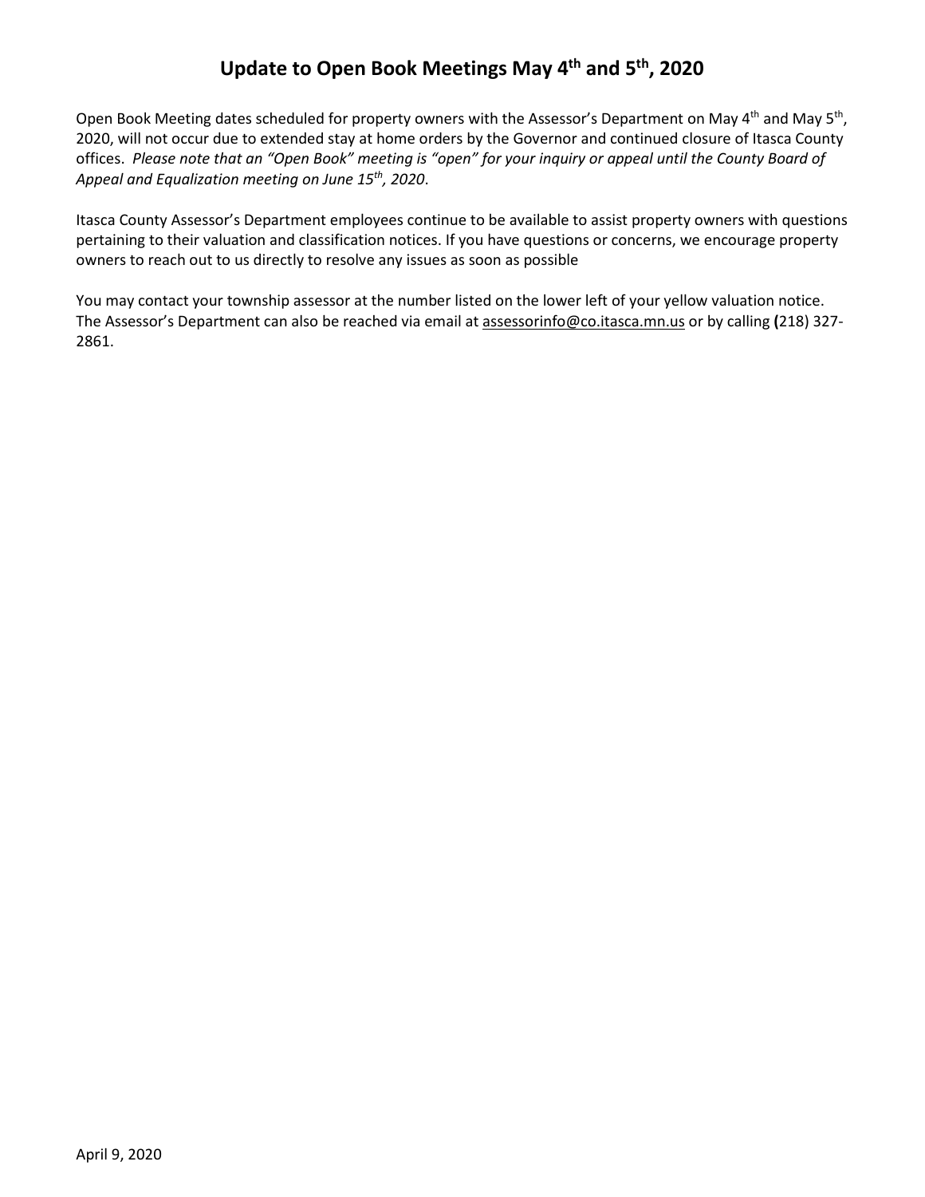# Update to Open Book Meetings May 4th and 5th, 2020

Open Book Meeting dates scheduled for property owners with the Assessor's Department on May 4th and May 5th, 2020, will not occur due to extended stay at home orders by the Governor and continued closure of Itasca County offices. *Please note that an "Open Book" meeting is "open" for your inquiry or appeal until the County Board of Appeal and Equalization meeting on June 15th, 2020*.

Itasca County Assessor's Department employees continue to be available to assist property owners with questions pertaining to their valuation and classification notices. If you have questions or concerns, we encourage property owners to reach out to us directly to resolve any issues as soon as possible

You may contact your township assessor at the number listed on the lower left of your yellow valuation notice. The Assessor's Department can also be reached via email at assessorinfo@co.itasca.mn.us or by calling **(**218) 327-2861.

April 9, 2020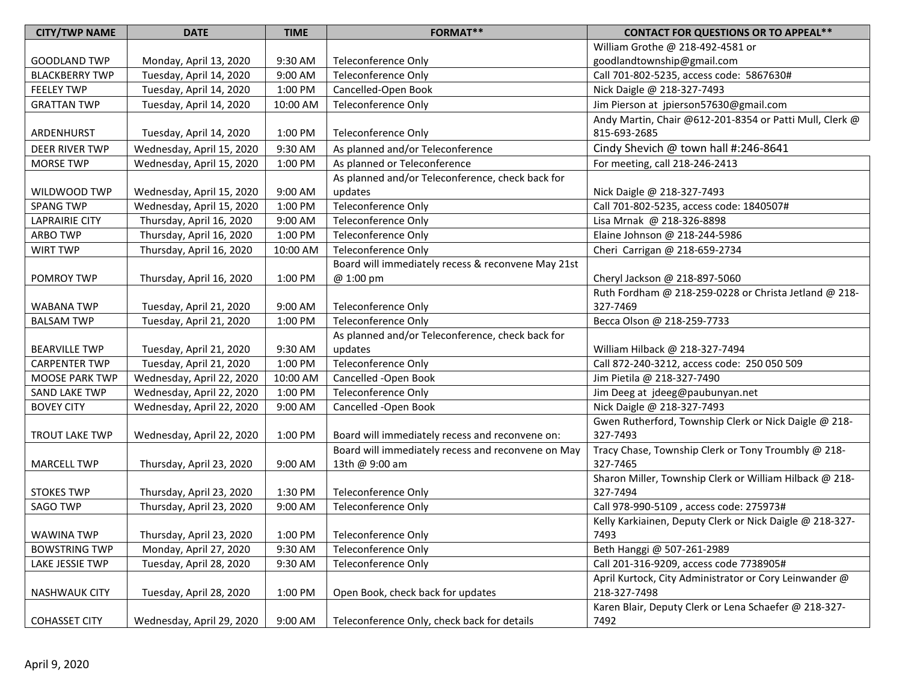| CITY/TWP NAME | DATE | TIME | FORMAT** | CONTACT FOR QUESTIONS OR TO APPEAL** |
|---|---|---|---|---|
| GOODLAND TWP | Monday, April 13, 2020 | 9:30 AM | Teleconference Only | William Grothe @ 218-492-4581 or goodlandtownship@gmail.com |
| BLACKBERRY TWP | Tuesday, April 14, 2020 | 9:00 AM | Teleconference Only | Call 701-802-5235, access code: 5867630# |
| FEELEY TWP | Tuesday, April 14, 2020 | 1:00 PM | Cancelled-Open Book | Nick Daigle @ 218-327-7493 |
| GRATTAN TWP | Tuesday, April 14, 2020 | 10:00 AM | Teleconference Only | Jim Pierson at jpierson57630@gmail.com |
| ARDENHURST | Tuesday, April 14, 2020 | 1:00 PM | Teleconference Only | Andy Martin, Chair @612-201-8354 or Patti Mull, Clerk @ 815-693-2685 |
| DEER RIVER TWP | Wednesday, April 15, 2020 | 9:30 AM | As planned and/or Teleconference | Cindy Shevich @ town hall #:246-8641 |
| MORSE TWP | Wednesday, April 15, 2020 | 1:00 PM | As planned or Teleconference | For meeting, call 218-246-2413 |
| WILDWOOD TWP | Wednesday, April 15, 2020 | 9:00 AM | As planned and/or Teleconference, check back for updates | Nick Daigle @ 218-327-7493 |
| SPANG TWP | Wednesday, April 15, 2020 | 1:00 PM | Teleconference Only | Call 701-802-5235, access code: 1840507# |
| LAPRAIRIE CITY | Thursday, April 16, 2020 | 9:00 AM | Teleconference Only | Lisa Mrnak @ 218-326-8898 |
| ARBO TWP | Thursday, April 16, 2020 | 1:00 PM | Teleconference Only | Elaine Johnson @ 218-244-5986 |
| WIRT TWP | Thursday, April 16, 2020 | 10:00 AM | Teleconference Only | Cheri Carrigan @ 218-659-2734 |
| POMROY TWP | Thursday, April 16, 2020 | 1:00 PM | Board will immediately recess & reconvene May 21st @ 1:00 pm | Cheryl Jackson @ 218-897-5060 |
| WABANA TWP | Tuesday, April 21, 2020 | 9:00 AM | Teleconference Only | Ruth Fordham @ 218-259-0228 or Christa Jetland @ 218-327-7469 |
| BALSAM TWP | Tuesday, April 21, 2020 | 1:00 PM | Teleconference Only | Becca Olson @ 218-259-7733 |
| BEARVILLE TWP | Tuesday, April 21, 2020 | 9:30 AM | As planned and/or Teleconference, check back for updates | William Hilback @ 218-327-7494 |
| CARPENTER TWP | Tuesday, April 21, 2020 | 1:00 PM | Teleconference Only | Call 872-240-3212, access code: 250 050 509 |
| MOOSE PARK TWP | Wednesday, April 22, 2020 | 10:00 AM | Cancelled -Open Book | Jim Pietila @ 218-327-7490 |
| SAND LAKE TWP | Wednesday, April 22, 2020 | 1:00 PM | Teleconference Only | Jim Deeg at jdeeg@paubunyan.net |
| BOVEY CITY | Wednesday, April 22, 2020 | 9:00 AM | Cancelled -Open Book | Nick Daigle @ 218-327-7493 |
| TROUT LAKE TWP | Wednesday, April 22, 2020 | 1:00 PM | Board will immediately recess and reconvene on: | Gwen Rutherford, Township Clerk or Nick Daigle @ 218-327-7493 |
| MARCELL TWP | Thursday, April 23, 2020 | 9:00 AM | Board will immediately recess and reconvene on May 13th @ 9:00 am | Tracy Chase, Township Clerk or Tony Troumbly @ 218-327-7465 |
| STOKES TWP | Thursday, April 23, 2020 | 1:30 PM | Teleconference Only | Sharon Miller, Township Clerk or William Hilback @ 218-327-7494 |
| SAGO TWP | Thursday, April 23, 2020 | 9:00 AM | Teleconference Only | Call 978-990-5109 , access code: 275973# |
| WAWINA TWP | Thursday, April 23, 2020 | 1:00 PM | Teleconference Only | Kelly Karkiainen, Deputy Clerk or Nick Daigle @ 218-327-7493 |
| BOWSTRING TWP | Monday, April 27, 2020 | 9:30 AM | Teleconference Only | Beth Hanggi @ 507-261-2989 |
| LAKE JESSIE TWP | Tuesday, April 28, 2020 | 9:30 AM | Teleconference Only | Call 201-316-9209, access code 7738905# |
| NASHWAUK CITY | Tuesday, April 28, 2020 | 1:00 PM | Open Book, check back for updates | April Kurtock, City Administrator or Cory Leinwander @ 218-327-7498 |
| COHASSET CITY | Wednesday, April 29, 2020 | 9:00 AM | Teleconference Only, check back for details | Karen Blair, Deputy Clerk or Lena Schaefer @ 218-327-7492 |

April 9, 2020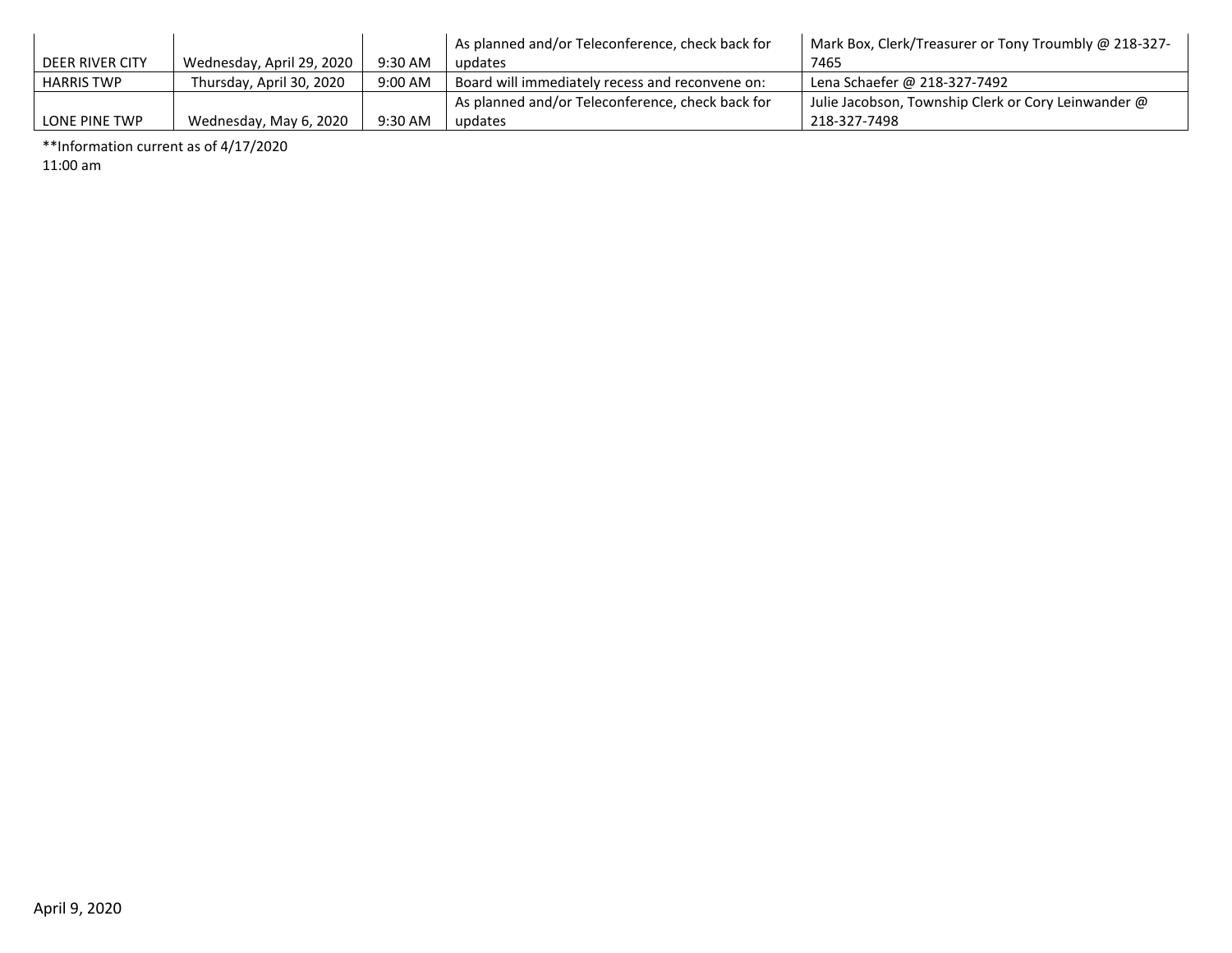| | | | | |
|---|---|---|---|---|
| DEER RIVER CITY | Wednesday, April 29, 2020 | 9:30 AM | As planned and/or Teleconference, check back for updates | Mark Box, Clerk/Treasurer or Tony Troumbly @ 218-327-7465 |
| HARRIS TWP | Thursday, April 30, 2020 | 9:00 AM | Board will immediately recess and reconvene on: | Lena Schaefer @ 218-327-7492 |
| LONE PINE TWP | Wednesday, May 6, 2020 | 9:30 AM | As planned and/or Teleconference, check back for updates | Julie Jacobson, Township Clerk or Cory Leinwander @ 218-327-7498 |

**Information current as of 4/17/2020
11:00 am

April 9, 2020